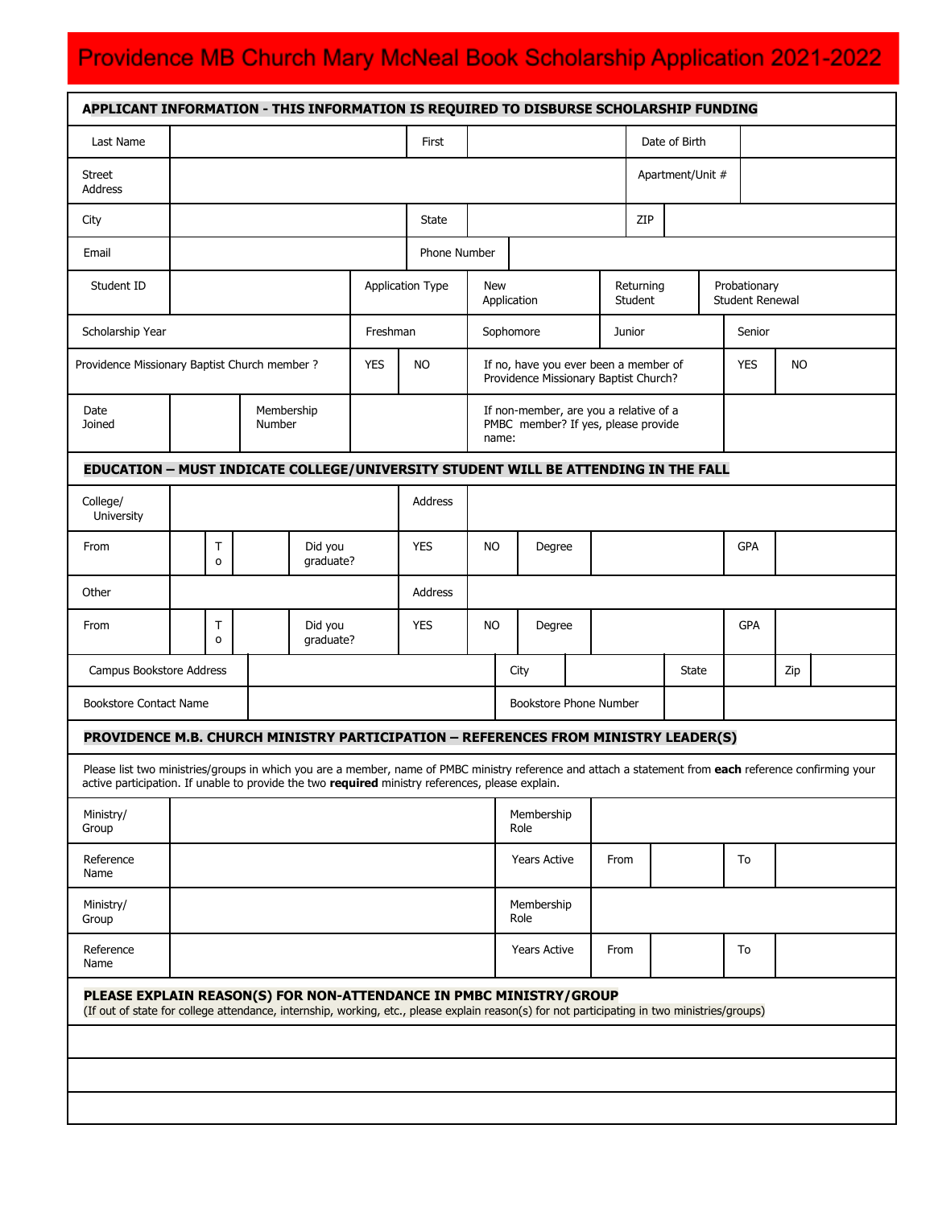# Providence MB Church Mary McNeal Book Scholarship Application 2021-2022

**APPLICANT INFORMATION - THIS INFORMATION IS REQUIRED TO DISBURSE SCHOLARSHIP FUNDING**

| Last Name | | First | | Date of Birth | |
|---|---|---|---|---|---|
| Street Address | | | | Apartment/Unit # | |
| City | | State | | ZIP | |
| Email | | Phone Number | | | |

| Student ID | | Application Type | New Application | Returning Student | Probationary Student Renewal |
|---|---|---|---|---|---|
| Scholarship Year | | Freshman | Sophomore | Junior | Senior |

| Providence Missionary Baptist Church member ? | YES | NO | If no, have you ever been a member of Providence Missionary Baptist Church? | YES | NO |
|---|---|---|---|---|---|

| Date Joined | | Membership Number | | If non-member, are you a relative of a PMBC member? If yes, please provide name: | |
|---|---|---|---|---|---|

**EDUCATION – MUST INDICATE COLLEGE/UNIVERSITY STUDENT WILL BE ATTENDING IN THE FALL**

| College/ University | | | | | Address | | | | | |
|---|---|---|---|---|---|---|---|---|---|---|
| From | | To | | Did you graduate? | YES | NO | Degree | | GPA | |
| Other | | | | | Address | | | | | |
| From | | To | | Did you graduate? | YES | NO | Degree | | GPA | |

| Campus Bookstore Address | | City | | State | | Zip | |
|---|---|---|---|---|---|---|---|
| Bookstore Contact Name | | Bookstore Phone Number | | | | | |

**PROVIDENCE M.B. CHURCH MINISTRY PARTICIPATION – REFERENCES FROM MINISTRY LEADER(S)**

Please list two ministries/groups in which you are a member, name of PMBC ministry reference and attach a statement from **each** reference confirming your active participation. If unable to provide the two **required** ministry references, please explain.

| Ministry/ Group | | Membership Role | | | | |
|---|---|---|---|---|---|---|
| Reference Name | | Years Active | From | | To | |
| Ministry/ Group | | Membership Role | | | | |
| Reference Name | | Years Active | From | | To | |

**PLEASE EXPLAIN REASON(S) FOR NON-ATTENDANCE IN PMBC MINISTRY/GROUP**
(If out of state for college attendance, internship, working, etc., please explain reason(s) for not participating in two ministries/groups)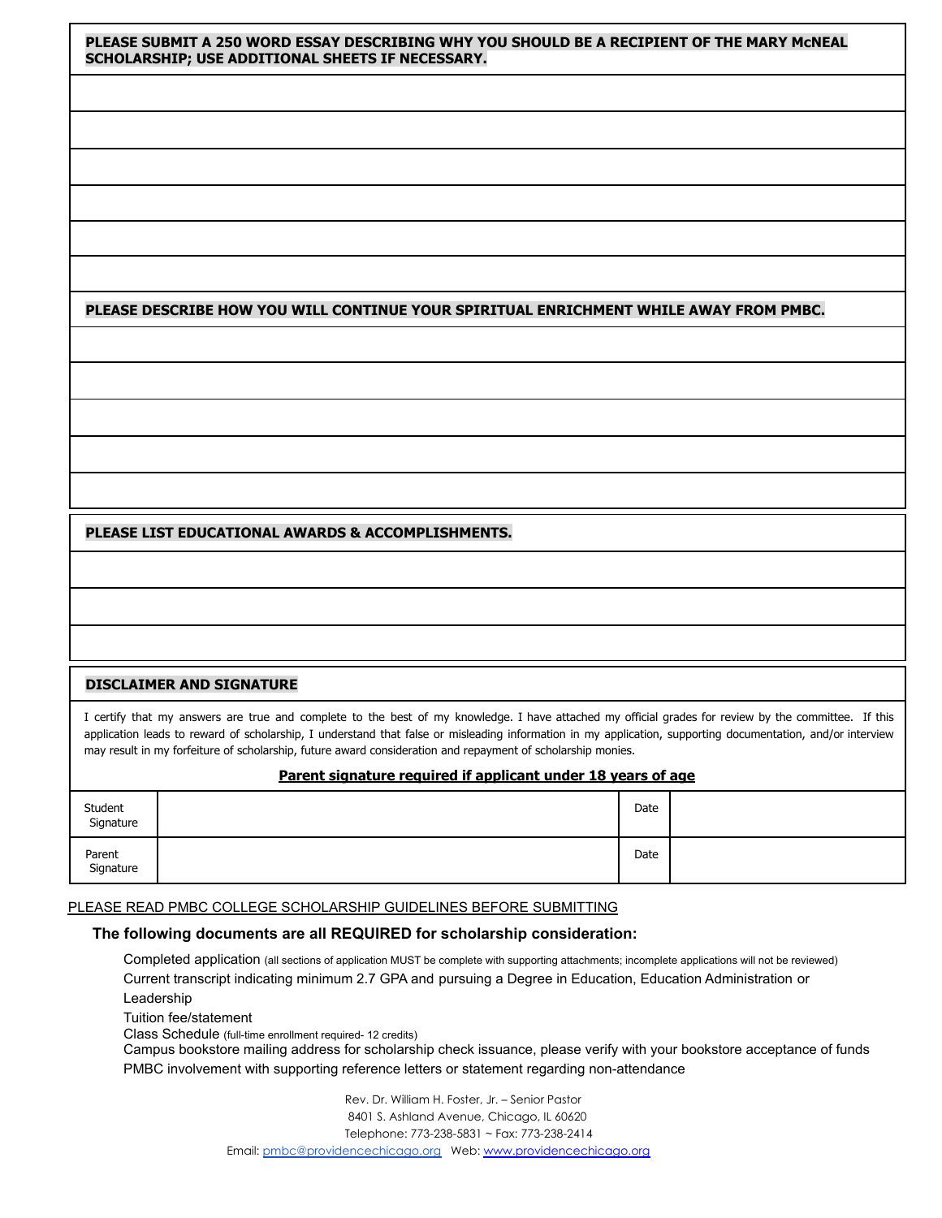**PLEASE SUBMIT A 250 WORD ESSAY DESCRIBING WHY YOU SHOULD BE A RECIPIENT OF THE MARY McNEAL SCHOLARSHIP; USE ADDITIONAL SHEETS IF NECESSARY.**

**PLEASE DESCRIBE HOW YOU WILL CONTINUE YOUR SPIRITUAL ENRICHMENT WHILE AWAY FROM PMBC.**

**PLEASE LIST EDUCATIONAL AWARDS & ACCOMPLISHMENTS.**

**DISCLAIMER AND SIGNATURE**

I certify that my answers are true and complete to the best of my knowledge. I have attached my official grades for review by the committee. If this application leads to reward of scholarship, I understand that false or misleading information in my application, supporting documentation, and/or interview may result in my forfeiture of scholarship, future award consideration and repayment of scholarship monies.

**Parent signature required if applicant under 18 years of age**

| | | | |
|---|---|---|---|
| Student Signature | | Date | |
| Parent Signature | | Date | |

PLEASE READ PMBC COLLEGE SCHOLARSHIP GUIDELINES BEFORE SUBMITTING

**The following documents are all REQUIRED for scholarship consideration:**

Completed application (all sections of application MUST be complete with supporting attachments; incomplete applications will not be reviewed)
Current transcript indicating minimum 2.7 GPA and pursuing a Degree in Education, Education Administration or Leadership
Tuition fee/statement
Class Schedule (full-time enrollment required- 12 credits)
Campus bookstore mailing address for scholarship check issuance, please verify with your bookstore acceptance of funds
PMBC involvement with supporting reference letters or statement regarding non-attendance

Rev. Dr. William H. Foster, Jr. – Senior Pastor
8401 S. Ashland Avenue, Chicago, IL 60620
Telephone: 773-238-5831 ~ Fax: 773-238-2414
Email: pmbc@providencechicago.org Web: www.providencechicago.org